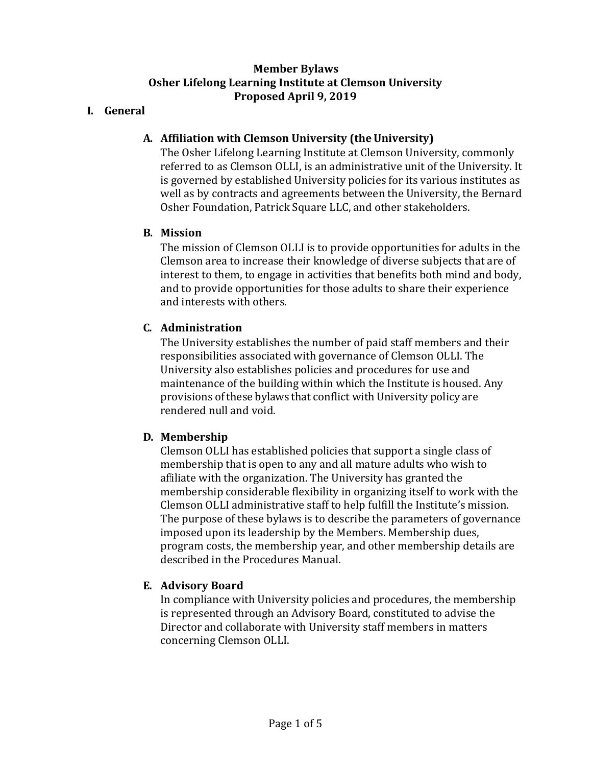# Member Bylaws
# Osher Lifelong Learning Institute at Clemson University
# Proposed April 9, 2019

## I. General

### A. Affiliation with Clemson University (the University)

The Osher Lifelong Learning Institute at Clemson University, commonly referred to as Clemson OLLI, is an administrative unit of the University. It is governed by established University policies for its various institutes as well as by contracts and agreements between the University, the Bernard Osher Foundation, Patrick Square LLC, and other stakeholders.

### B. Mission

The mission of Clemson OLLI is to provide opportunities for adults in the Clemson area to increase their knowledge of diverse subjects that are of interest to them, to engage in activities that benefits both mind and body, and to provide opportunities for those adults to share their experience and interests with others.

### C. Administration

The University establishes the number of paid staff members and their responsibilities associated with governance of Clemson OLLI. The University also establishes policies and procedures for use and maintenance of the building within which the Institute is housed. Any provisions of these bylaws that conflict with University policy are rendered null and void.

### D. Membership

Clemson OLLI has established policies that support a single class of membership that is open to any and all mature adults who wish to affiliate with the organization. The University has granted the membership considerable flexibility in organizing itself to work with the Clemson OLLI administrative staff to help fulfill the Institute's mission. The purpose of these bylaws is to describe the parameters of governance imposed upon its leadership by the Members. Membership dues, program costs, the membership year, and other membership details are described in the Procedures Manual.

### E. Advisory Board

In compliance with University policies and procedures, the membership is represented through an Advisory Board, constituted to advise the Director and collaborate with University staff members in matters concerning Clemson OLLI.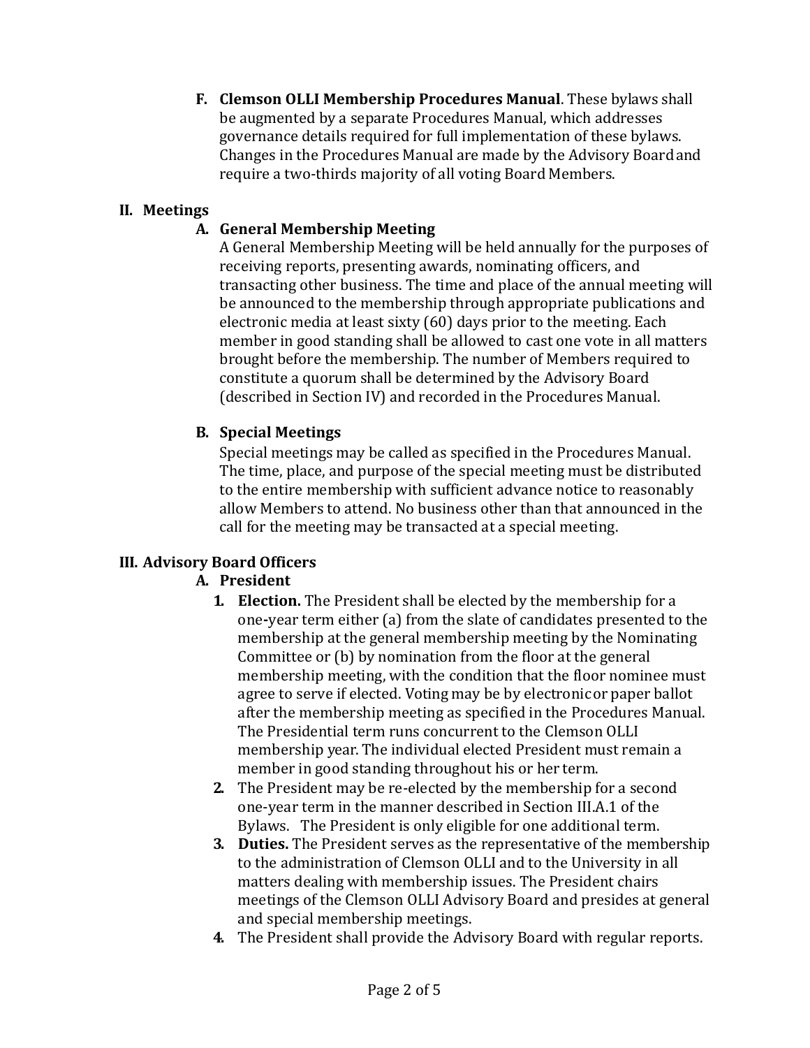**F. Clemson OLLI Membership Procedures Manual**. These bylaws shall be augmented by a separate Procedures Manual, which addresses governance details required for full implementation of these bylaws. Changes in the Procedures Manual are made by the Advisory Board and require a two-thirds majority of all voting Board Members.

## II. Meetings

### A. General Membership Meeting

A General Membership Meeting will be held annually for the purposes of receiving reports, presenting awards, nominating officers, and transacting other business. The time and place of the annual meeting will be announced to the membership through appropriate publications and electronic media at least sixty (60) days prior to the meeting. Each member in good standing shall be allowed to cast one vote in all matters brought before the membership. The number of Members required to constitute a quorum shall be determined by the Advisory Board (described in Section IV) and recorded in the Procedures Manual.

### B. Special Meetings

Special meetings may be called as specified in the Procedures Manual. The time, place, and purpose of the special meeting must be distributed to the entire membership with sufficient advance notice to reasonably allow Members to attend. No business other than that announced in the call for the meeting may be transacted at a special meeting.

## III. Advisory Board Officers

### A. President

1. **Election.** The President shall be elected by the membership for a one-year term either (a) from the slate of candidates presented to the membership at the general membership meeting by the Nominating Committee or (b) by nomination from the floor at the general membership meeting, with the condition that the floor nominee must agree to serve if elected. Voting may be by electronic or paper ballot after the membership meeting as specified in the Procedures Manual. The Presidential term runs concurrent to the Clemson OLLI membership year. The individual elected President must remain a member in good standing throughout his or her term.
2. The President may be re-elected by the membership for a second one-year term in the manner described in Section III.A.1 of the Bylaws. The President is only eligible for one additional term.
3. **Duties.** The President serves as the representative of the membership to the administration of Clemson OLLI and to the University in all matters dealing with membership issues. The President chairs meetings of the Clemson OLLI Advisory Board and presides at general and special membership meetings.
4. The President shall provide the Advisory Board with regular reports.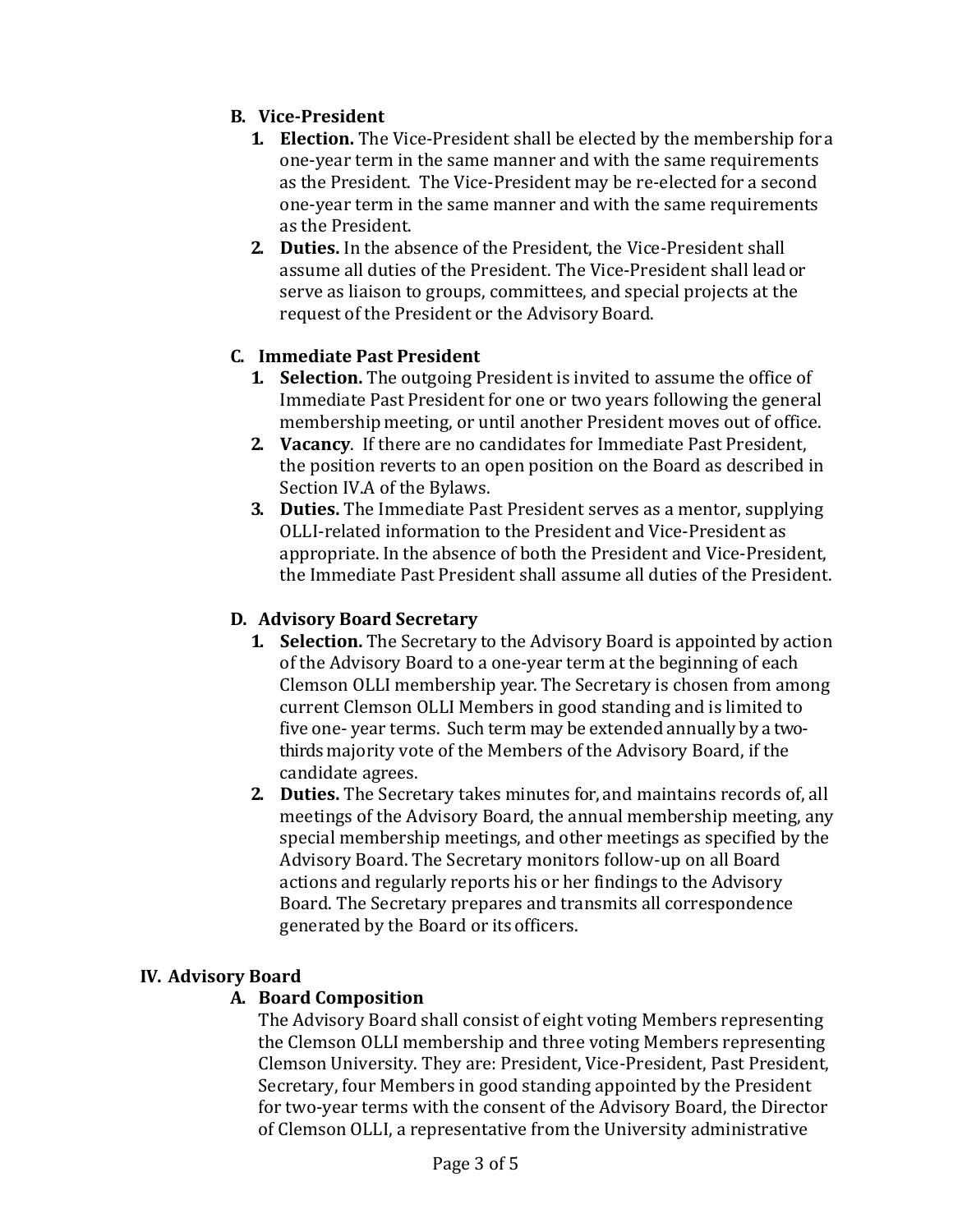### B. Vice-President

1. **Election.** The Vice-President shall be elected by the membership for a one-year term in the same manner and with the same requirements as the President. The Vice-President may be re-elected for a second one-year term in the same manner and with the same requirements as the President.
2. **Duties.** In the absence of the President, the Vice-President shall assume all duties of the President. The Vice-President shall lead or serve as liaison to groups, committees, and special projects at the request of the President or the Advisory Board.

### C. Immediate Past President

1. **Selection.** The outgoing President is invited to assume the office of Immediate Past President for one or two years following the general membership meeting, or until another President moves out of office.
2. **Vacancy**. If there are no candidates for Immediate Past President, the position reverts to an open position on the Board as described in Section IV.A of the Bylaws.
3. **Duties.** The Immediate Past President serves as a mentor, supplying OLLI-related information to the President and Vice-President as appropriate. In the absence of both the President and Vice-President, the Immediate Past President shall assume all duties of the President.

### D. Advisory Board Secretary

1. **Selection.** The Secretary to the Advisory Board is appointed by action of the Advisory Board to a one-year term at the beginning of each Clemson OLLI membership year. The Secretary is chosen from among current Clemson OLLI Members in good standing and is limited to five one- year terms. Such term may be extended annually by a two-thirds majority vote of the Members of the Advisory Board, if the candidate agrees.
2. **Duties.** The Secretary takes minutes for, and maintains records of, all meetings of the Advisory Board, the annual membership meeting, any special membership meetings, and other meetings as specified by the Advisory Board. The Secretary monitors follow-up on all Board actions and regularly reports his or her findings to the Advisory Board. The Secretary prepares and transmits all correspondence generated by the Board or its officers.

## IV. Advisory Board

### A. Board Composition

The Advisory Board shall consist of eight voting Members representing the Clemson OLLI membership and three voting Members representing Clemson University. They are: President, Vice-President, Past President, Secretary, four Members in good standing appointed by the President for two-year terms with the consent of the Advisory Board, the Director of Clemson OLLI, a representative from the University administrative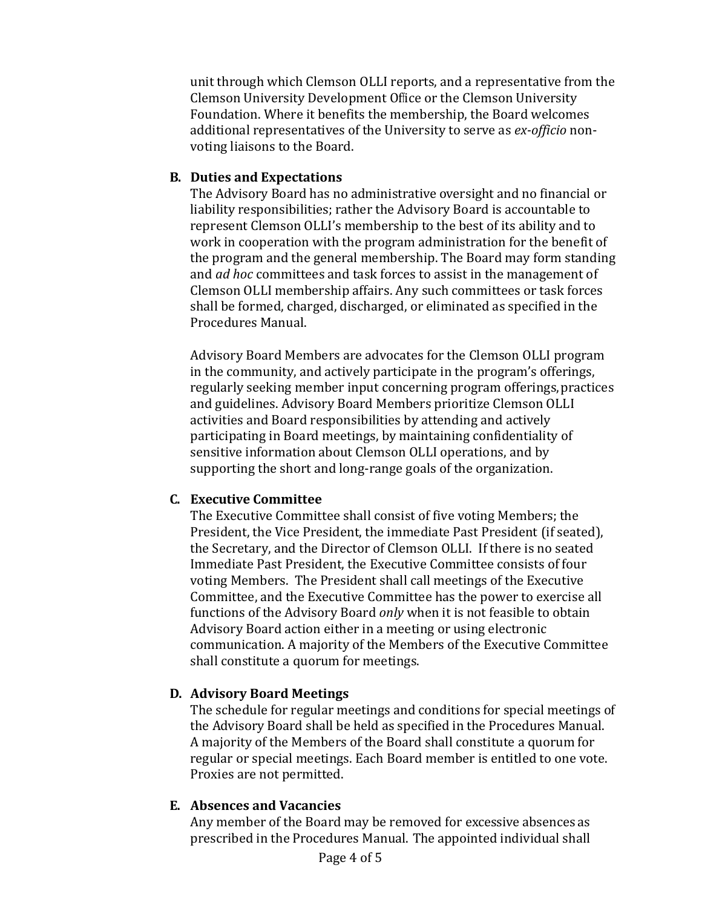unit through which Clemson OLLI reports, and a representative from the Clemson University Development Office or the Clemson University Foundation. Where it benefits the membership, the Board welcomes additional representatives of the University to serve as *ex-officio* non-voting liaisons to the Board.

**B. Duties and Expectations**

The Advisory Board has no administrative oversight and no financial or liability responsibilities; rather the Advisory Board is accountable to represent Clemson OLLI's membership to the best of its ability and to work in cooperation with the program administration for the benefit of the program and the general membership. The Board may form standing and *ad hoc* committees and task forces to assist in the management of Clemson OLLI membership affairs. Any such committees or task forces shall be formed, charged, discharged, or eliminated as specified in the Procedures Manual.

Advisory Board Members are advocates for the Clemson OLLI program in the community, and actively participate in the program's offerings, regularly seeking member input concerning program offerings, practices and guidelines. Advisory Board Members prioritize Clemson OLLI activities and Board responsibilities by attending and actively participating in Board meetings, by maintaining confidentiality of sensitive information about Clemson OLLI operations, and by supporting the short and long-range goals of the organization.

**C. Executive Committee**

The Executive Committee shall consist of five voting Members; the President, the Vice President, the immediate Past President (if seated), the Secretary, and the Director of Clemson OLLI. If there is no seated Immediate Past President, the Executive Committee consists of four voting Members. The President shall call meetings of the Executive Committee, and the Executive Committee has the power to exercise all functions of the Advisory Board *only* when it is not feasible to obtain Advisory Board action either in a meeting or using electronic communication. A majority of the Members of the Executive Committee shall constitute a quorum for meetings.

**D. Advisory Board Meetings**

The schedule for regular meetings and conditions for special meetings of the Advisory Board shall be held as specified in the Procedures Manual. A majority of the Members of the Board shall constitute a quorum for regular or special meetings. Each Board member is entitled to one vote. Proxies are not permitted.

**E. Absences and Vacancies**

Any member of the Board may be removed for excessive absences as prescribed in the Procedures Manual. The appointed individual shall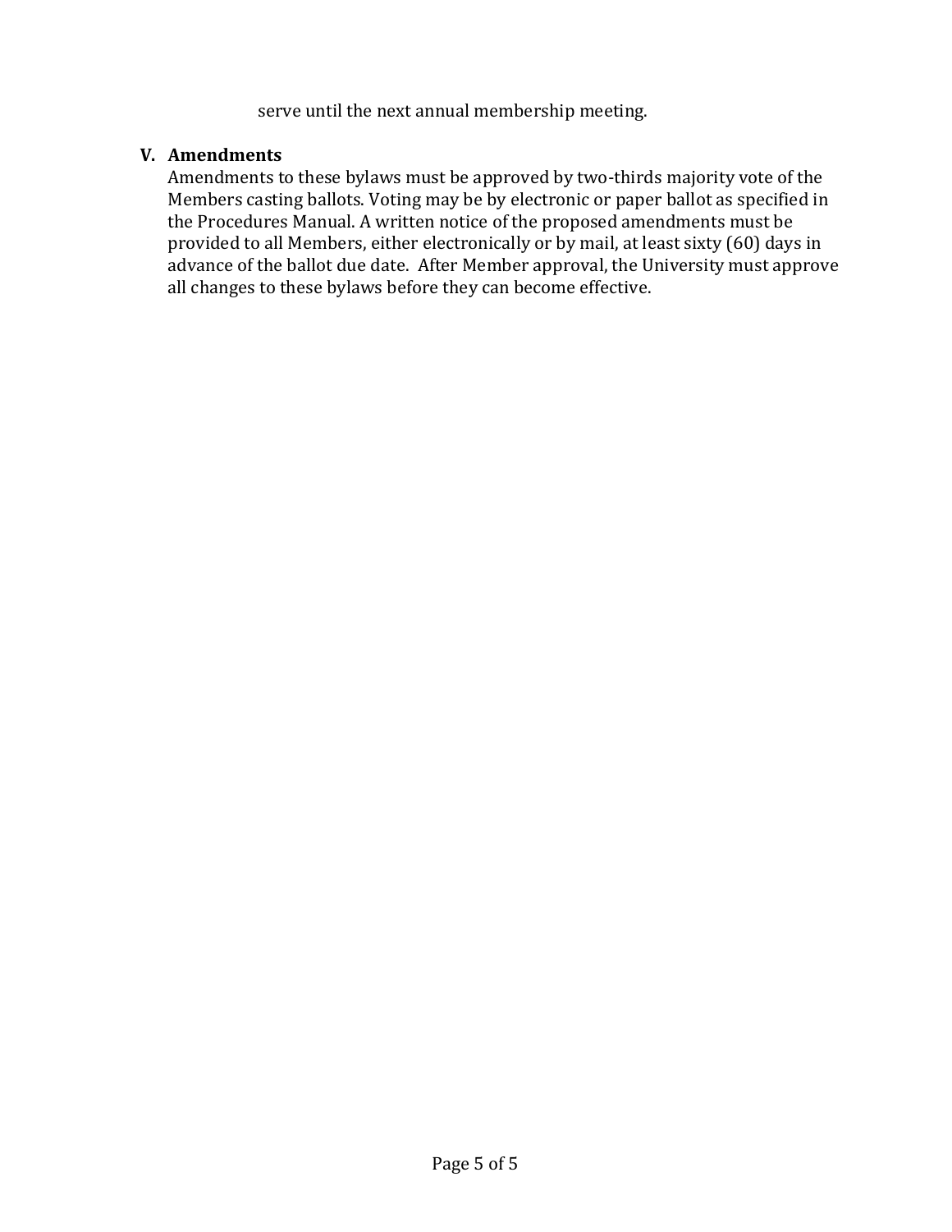serve until the next annual membership meeting.

## V. Amendments

Amendments to these bylaws must be approved by two-thirds majority vote of the Members casting ballots. Voting may be by electronic or paper ballot as specified in the Procedures Manual. A written notice of the proposed amendments must be provided to all Members, either electronically or by mail, at least sixty (60) days in advance of the ballot due date. After Member approval, the University must approve all changes to these bylaws before they can become effective.